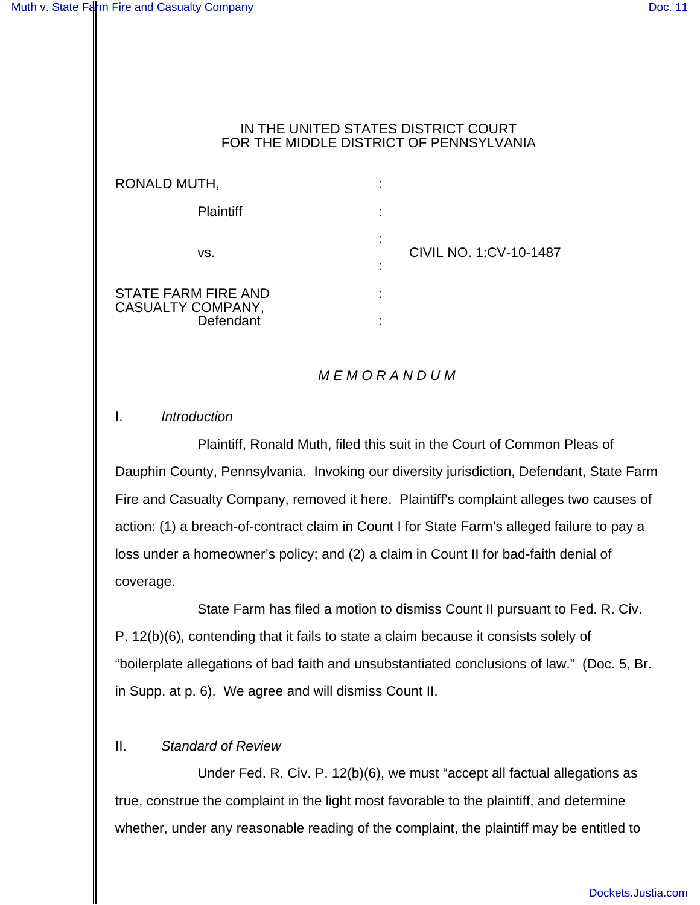IN THE UNITED STATES DISTRICT COURT
FOR THE MIDDLE DISTRICT OF PENNSYLVANIA

RONALD MUTH,
Plaintiff

vs. CIVIL NO. 1:CV-10-1487

STATE FARM FIRE AND CASUALTY COMPANY,
Defendant

*M E M O R A N D U M*

I. *Introduction*

Plaintiff, Ronald Muth, filed this suit in the Court of Common Pleas of Dauphin County, Pennsylvania. Invoking our diversity jurisdiction, Defendant, State Farm Fire and Casualty Company, removed it here. Plaintiff's complaint alleges two causes of action: (1) a breach-of-contract claim in Count I for State Farm's alleged failure to pay a loss under a homeowner's policy; and (2) a claim in Count II for bad-faith denial of coverage.

State Farm has filed a motion to dismiss Count II pursuant to Fed. R. Civ. P. 12(b)(6), contending that it fails to state a claim because it consists solely of "boilerplate allegations of bad faith and unsubstantiated conclusions of law." (Doc. 5, Br. in Supp. at p. 6). We agree and will dismiss Count II.

II. *Standard of Review*

Under Fed. R. Civ. P. 12(b)(6), we must "accept all factual allegations as true, construe the complaint in the light most favorable to the plaintiff, and determine whether, under any reasonable reading of the complaint, the plaintiff may be entitled to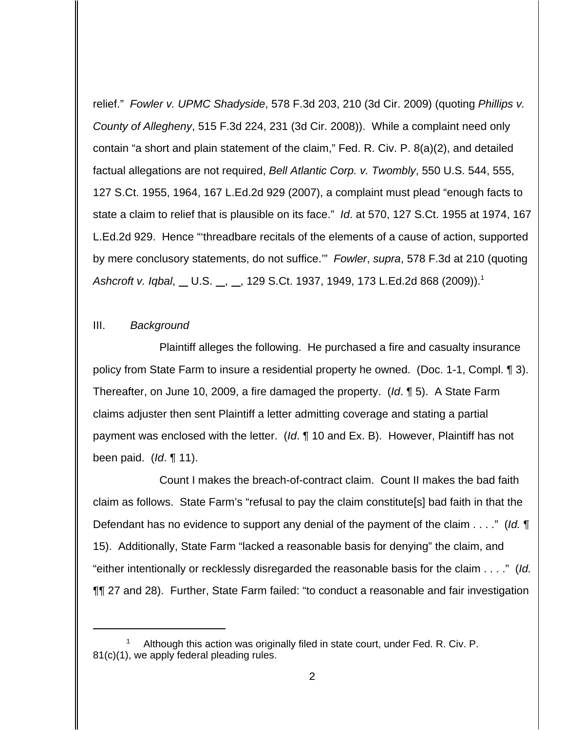relief." *Fowler v. UPMC Shadyside*, 578 F.3d 203, 210 (3d Cir. 2009) (quoting *Phillips v. County of Allegheny*, 515 F.3d 224, 231 (3d Cir. 2008)). While a complaint need only contain "a short and plain statement of the claim," Fed. R. Civ. P. 8(a)(2), and detailed factual allegations are not required, *Bell Atlantic Corp. v. Twombly*, 550 U.S. 544, 555, 127 S.Ct. 1955, 1964, 167 L.Ed.2d 929 (2007), a complaint must plead "enough facts to state a claim to relief that is plausible on its face." *Id*. at 570, 127 S.Ct. 1955 at 1974, 167 L.Ed.2d 929. Hence "'threadbare recitals of the elements of a cause of action, supported by mere conclusory statements, do not suffice.'" *Fowler*, *supra*, 578 F.3d at 210 (quoting *Ashcroft v. Iqbal*, __ U.S. __, __, 129 S.Ct. 1937, 1949, 173 L.Ed.2d 868 (2009)).[1]

## III. *Background*

Plaintiff alleges the following. He purchased a fire and casualty insurance policy from State Farm to insure a residential property he owned. (Doc. 1-1, Compl. ¶ 3). Thereafter, on June 10, 2009, a fire damaged the property. (*Id*. ¶ 5). A State Farm claims adjuster then sent Plaintiff a letter admitting coverage and stating a partial payment was enclosed with the letter. (*Id*. ¶ 10 and Ex. B). However, Plaintiff has not been paid. (*Id*. ¶ 11).

Count I makes the breach-of-contract claim. Count II makes the bad faith claim as follows. State Farm's "refusal to pay the claim constitute[s] bad faith in that the Defendant has no evidence to support any denial of the payment of the claim . . . ." (*Id.* ¶ 15). Additionally, State Farm "lacked a reasonable basis for denying" the claim, and "either intentionally or recklessly disregarded the reasonable basis for the claim . . . ." (*Id.* ¶¶ 27 and 28). Further, State Farm failed: "to conduct a reasonable and fair investigation

---

[1] Although this action was originally filed in state court, under Fed. R. Civ. P. 81(c)(1), we apply federal pleading rules.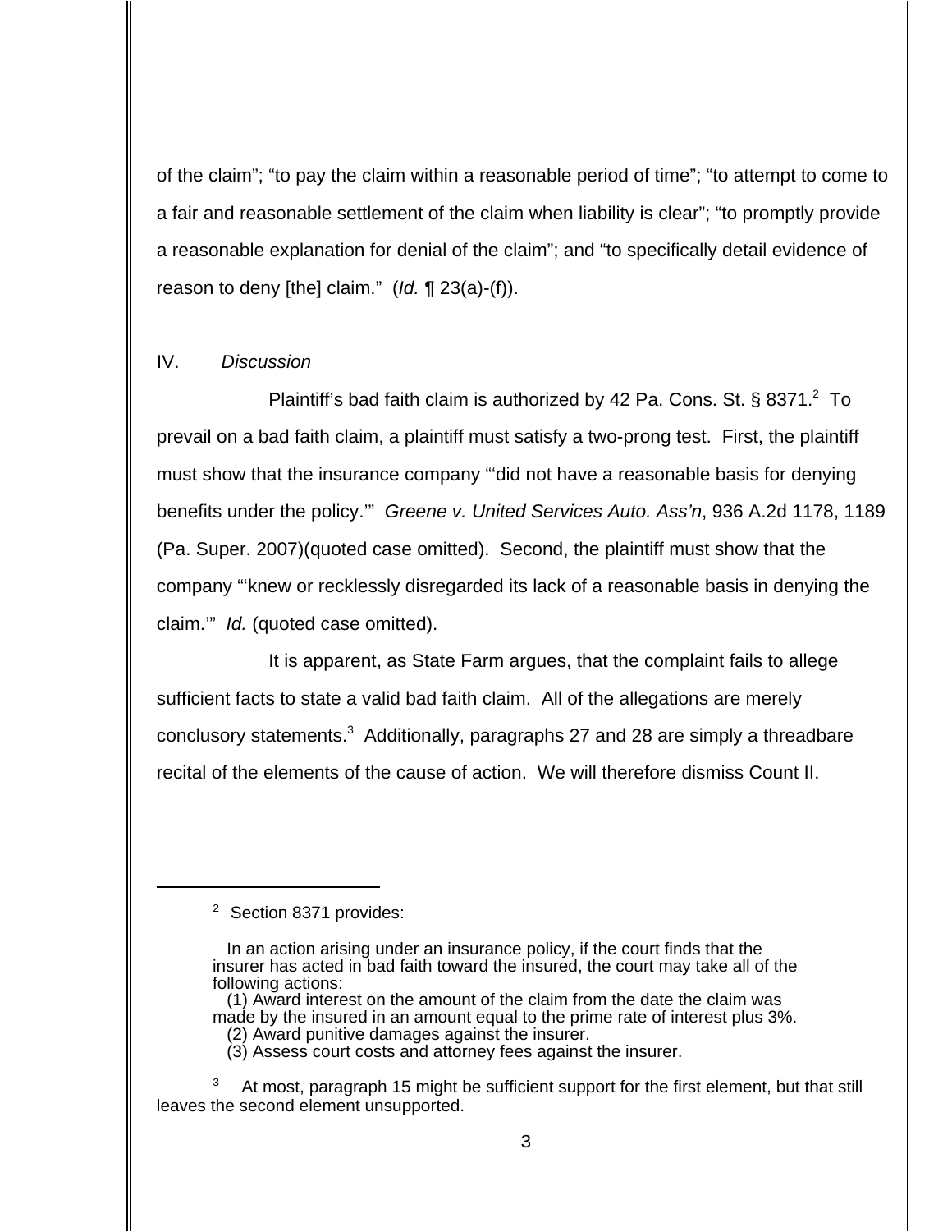of the claim"; "to pay the claim within a reasonable period of time"; "to attempt to come to a fair and reasonable settlement of the claim when liability is clear"; "to promptly provide a reasonable explanation for denial of the claim"; and "to specifically detail evidence of reason to deny [the] claim." (*Id.* ¶ 23(a)-(f)).

IV. *Discussion*

Plaintiff's bad faith claim is authorized by 42 Pa. Cons. St. § 8371.[2] To prevail on a bad faith claim, a plaintiff must satisfy a two-prong test. First, the plaintiff must show that the insurance company "'did not have a reasonable basis for denying benefits under the policy.'" *Greene v. United Services Auto. Ass'n*, 936 A.2d 1178, 1189 (Pa. Super. 2007)(quoted case omitted). Second, the plaintiff must show that the company "'knew or recklessly disregarded its lack of a reasonable basis in denying the claim.'" *Id.* (quoted case omitted).

It is apparent, as State Farm argues, that the complaint fails to allege sufficient facts to state a valid bad faith claim. All of the allegations are merely conclusory statements.[3] Additionally, paragraphs 27 and 28 are simply a threadbare recital of the elements of the cause of action. We will therefore dismiss Count II.

---

[2] Section 8371 provides:

> In an action arising under an insurance policy, if the court finds that the insurer has acted in bad faith toward the insured, the court may take all of the following actions:
> (1) Award interest on the amount of the claim from the date the claim was made by the insured in an amount equal to the prime rate of interest plus 3%.
> (2) Award punitive damages against the insurer.
> (3) Assess court costs and attorney fees against the insurer.

[3] At most, paragraph 15 might be sufficient support for the first element, but that still leaves the second element unsupported.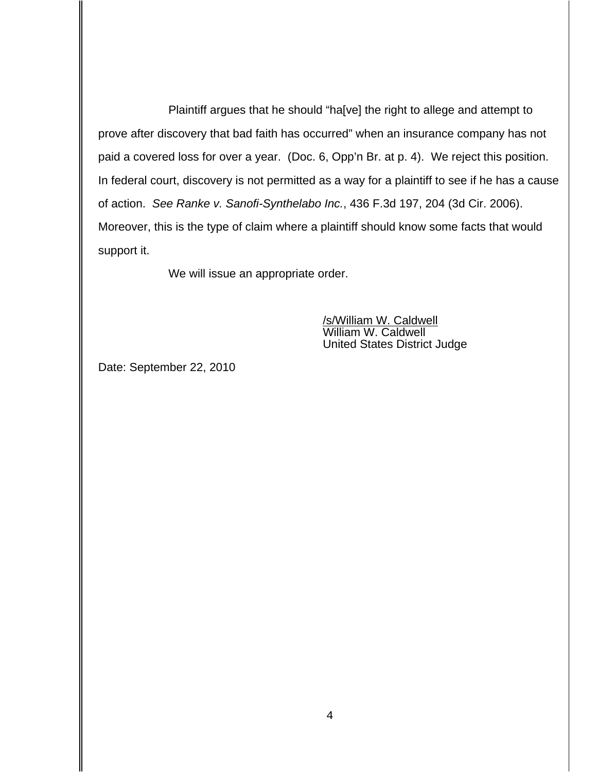Plaintiff argues that he should "ha[ve] the right to allege and attempt to prove after discovery that bad faith has occurred" when an insurance company has not paid a covered loss for over a year. (Doc. 6, Opp'n Br. at p. 4). We reject this position. In federal court, discovery is not permitted as a way for a plaintiff to see if he has a cause of action. *See Ranke v. Sanofi-Synthelabo Inc.*, 436 F.3d 197, 204 (3d Cir. 2006). Moreover, this is the type of claim where a plaintiff should know some facts that would support it.

We will issue an appropriate order.

/s/William W. Caldwell
William W. Caldwell
United States District Judge

Date: September 22, 2010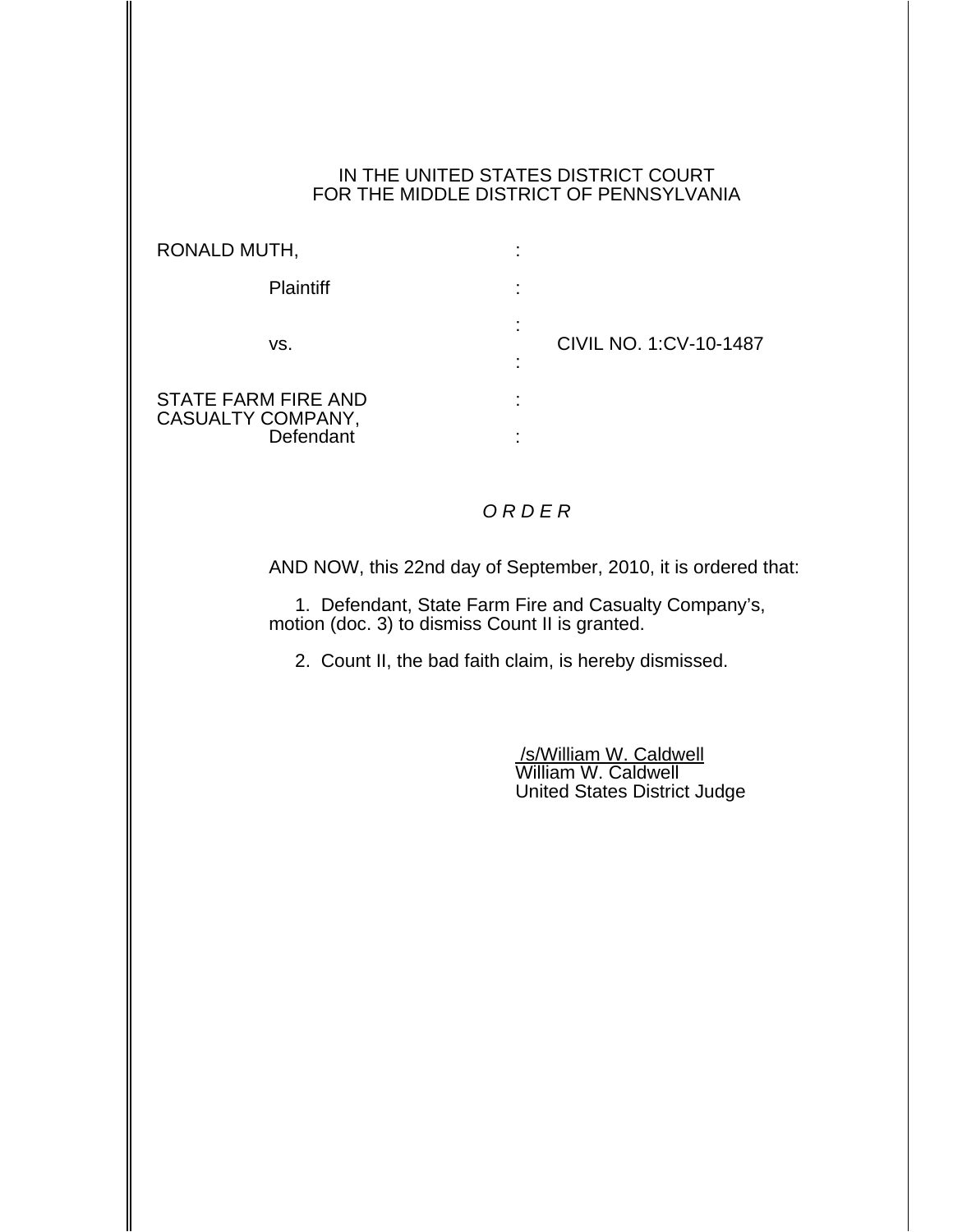IN THE UNITED STATES DISTRICT COURT
FOR THE MIDDLE DISTRICT OF PENNSYLVANIA

RONAL MUTH, :

Plaintiff :

vs. : CIVIL NO. 1:CV-10-1487

STATE FARM FIRE AND CASUALTY COMPANY, :
Defendant :

*O R D E R*

AND NOW, this 22nd day of September, 2010, it is ordered that:

1. Defendant, State Farm Fire and Casualty Company's, motion (doc. 3) to dismiss Count II is granted.

2. Count II, the bad faith claim, is hereby dismissed.

/s/William W. Caldwell
William W. Caldwell
United States District Judge